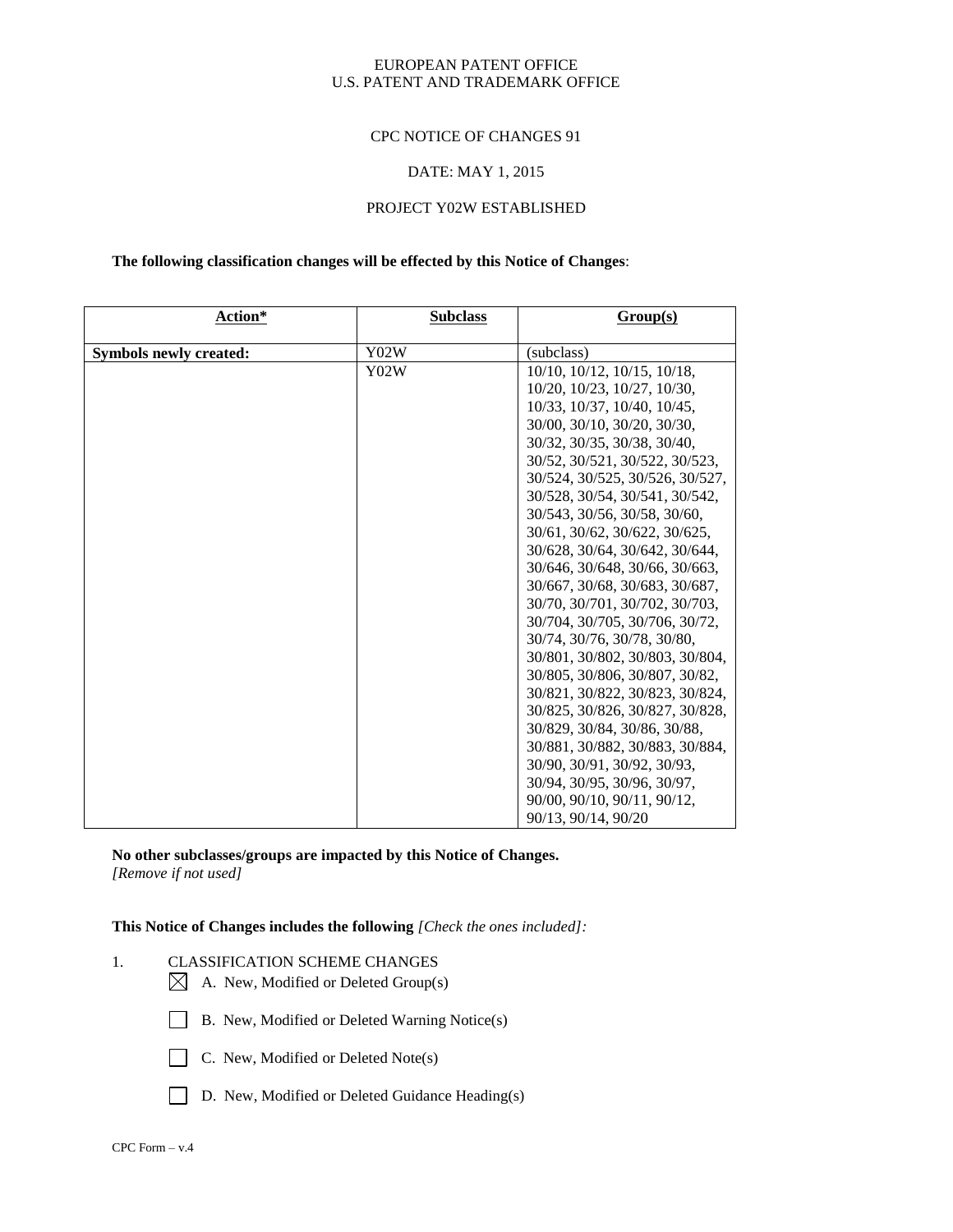EUROPEAN PATENT OFFICE
U.S. PATENT AND TRADEMARK OFFICE

CPC NOTICE OF CHANGES 91

DATE: MAY 1, 2015

PROJECT Y02W ESTABLISHED

**The following classification changes will be effected by this Notice of Changes**:

| Action* | Subclass | Group(s) |
|---|---|---|
| **Symbols newly created:** | Y02W | (subclass) |
| | Y02W | 10/10, 10/12, 10/15, 10/18, 10/20, 10/23, 10/27, 10/30, 10/33, 10/37, 10/40, 10/45, 30/00, 30/10, 30/20, 30/30, 30/32, 30/35, 30/38, 30/40, 30/52, 30/521, 30/522, 30/523, 30/524, 30/525, 30/526, 30/527, 30/528, 30/54, 30/541, 30/542, 30/543, 30/56, 30/58, 30/60, 30/61, 30/62, 30/622, 30/625, 30/628, 30/64, 30/642, 30/644, 30/646, 30/648, 30/66, 30/663, 30/667, 30/68, 30/683, 30/687, 30/70, 30/701, 30/702, 30/703, 30/704, 30/705, 30/706, 30/72, 30/74, 30/76, 30/78, 30/80, 30/801, 30/802, 30/803, 30/804, 30/805, 30/806, 30/807, 30/82, 30/821, 30/822, 30/823, 30/824, 30/825, 30/826, 30/827, 30/828, 30/829, 30/84, 30/86, 30/88, 30/881, 30/882, 30/883, 30/884, 30/90, 30/91, 30/92, 30/93, 30/94, 30/95, 30/96, 30/97, 90/00, 90/10, 90/11, 90/12, 90/13, 90/14, 90/20 |

**No other subclasses/groups are impacted by this Notice of Changes.**
*[Remove if not used]*

**This Notice of Changes includes the following** *[Check the ones included]:*

1. CLASSIFICATION SCHEME CHANGES
   - ☒ A. New, Modified or Deleted Group(s)
   - ☐ B. New, Modified or Deleted Warning Notice(s)
   - ☐ C. New, Modified or Deleted Note(s)
   - ☐ D. New, Modified or Deleted Guidance Heading(s)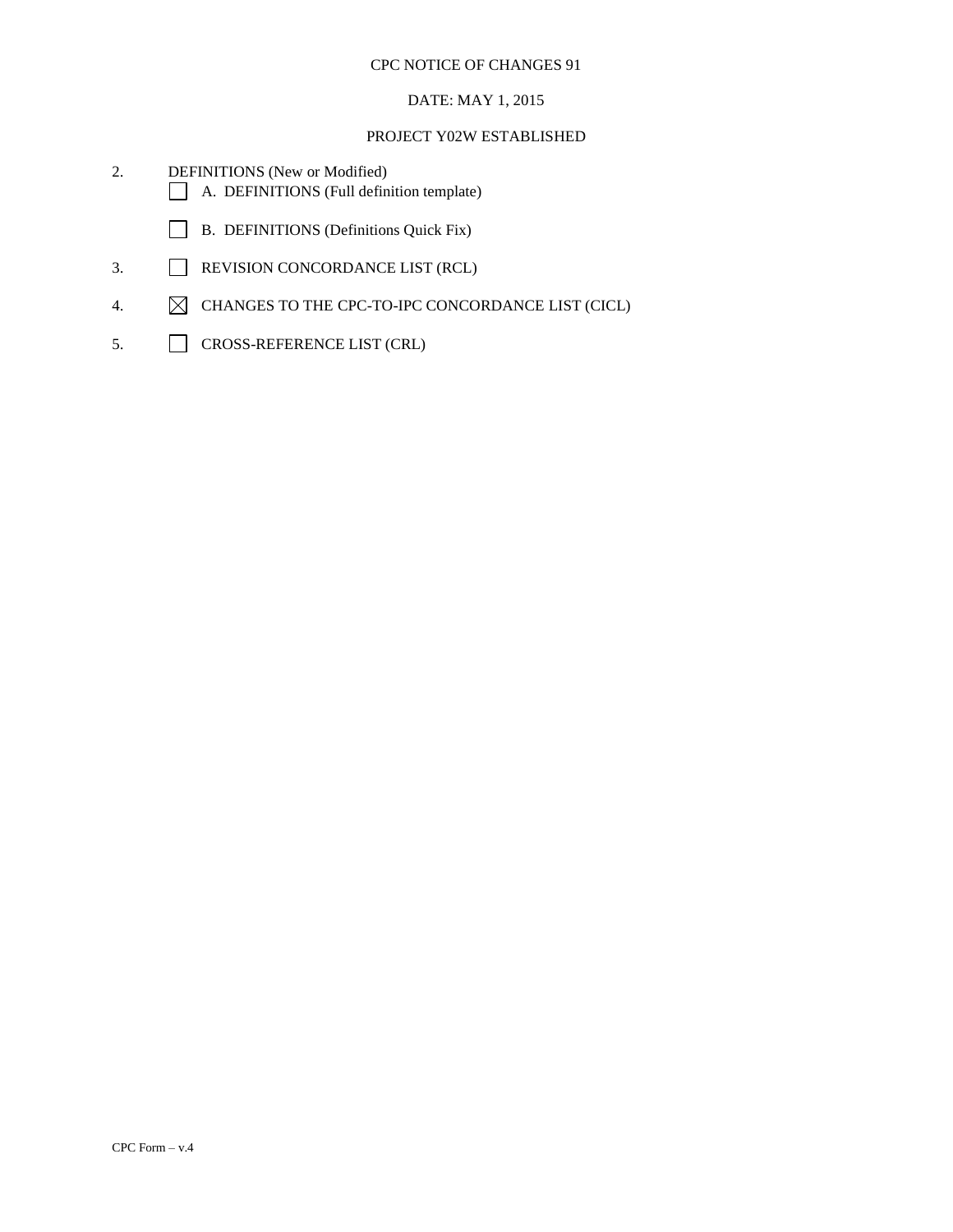CPC NOTICE OF CHANGES 91

DATE: MAY 1, 2015

PROJECT Y02W ESTABLISHED

2. DEFINITIONS (New or Modified)
   - ☐ A. DEFINITIONS (Full definition template)
   - ☐ B. DEFINITIONS (Definitions Quick Fix)
3. ☐ REVISION CONCORDANCE LIST (RCL)
4. ☒ CHANGES TO THE CPC-TO-IPC CONCORDANCE LIST (CICL)
5. ☐ CROSS-REFERENCE LIST (CRL)

CPC Form – v.4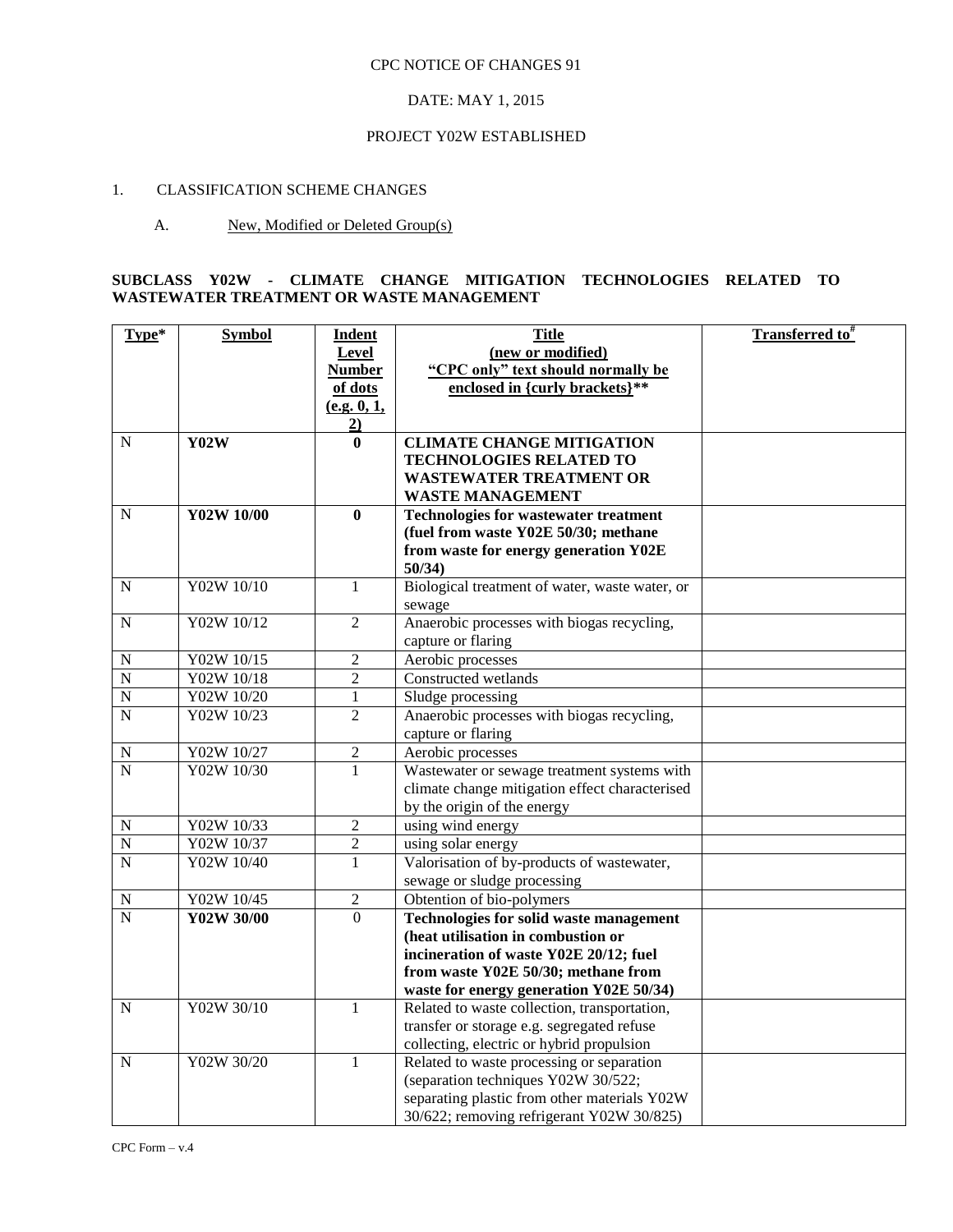CPC NOTICE OF CHANGES 91

DATE: MAY 1, 2015

PROJECT Y02W ESTABLISHED

1. CLASSIFICATION SCHEME CHANGES

A. New, Modified or Deleted Group(s)

**SUBCLASS Y02W - CLIMATE CHANGE MITIGATION TECHNOLOGIES RELATED TO WASTEWATER TREATMENT OR WASTE MANAGEMENT**

| Type* | Symbol | Indent Level Number of dots (e.g. 0, 1, 2) | Title (new or modified) "CPC only" text should normally be enclosed in {curly brackets}** | Transferred to# |
|---|---|---|---|---|
| N | **Y02W** | **0** | **CLIMATE CHANGE MITIGATION TECHNOLOGIES RELATED TO WASTEWATER TREATMENT OR WASTE MANAGEMENT** | |
| N | **Y02W 10/00** | **0** | **Technologies for wastewater treatment (fuel from waste Y02E 50/30; methane from waste for energy generation Y02E 50/34)** | |
| N | Y02W 10/10 | 1 | Biological treatment of water, waste water, or sewage | |
| N | Y02W 10/12 | 2 | Anaerobic processes with biogas recycling, capture or flaring | |
| N | Y02W 10/15 | 2 | Aerobic processes | |
| N | Y02W 10/18 | 2 | Constructed wetlands | |
| N | Y02W 10/20 | 1 | Sludge processing | |
| N | Y02W 10/23 | 2 | Anaerobic processes with biogas recycling, capture or flaring | |
| N | Y02W 10/27 | 2 | Aerobic processes | |
| N | Y02W 10/30 | 1 | Wastewater or sewage treatment systems with climate change mitigation effect characterised by the origin of the energy | |
| N | Y02W 10/33 | 2 | using wind energy | |
| N | Y02W 10/37 | 2 | using solar energy | |
| N | Y02W 10/40 | 1 | Valorisation of by-products of wastewater, sewage or sludge processing | |
| N | Y02W 10/45 | 2 | Obtention of bio-polymers | |
| N | **Y02W 30/00** | 0 | **Technologies for solid waste management (heat utilisation in combustion or incineration of waste Y02E 20/12; fuel from waste Y02E 50/30; methane from waste for energy generation Y02E 50/34)** | |
| N | Y02W 30/10 | 1 | Related to waste collection, transportation, transfer or storage e.g. segregated refuse collecting, electric or hybrid propulsion | |
| N | Y02W 30/20 | 1 | Related to waste processing or separation (separation techniques Y02W 30/522; separating plastic from other materials Y02W 30/622; removing refrigerant Y02W 30/825) | |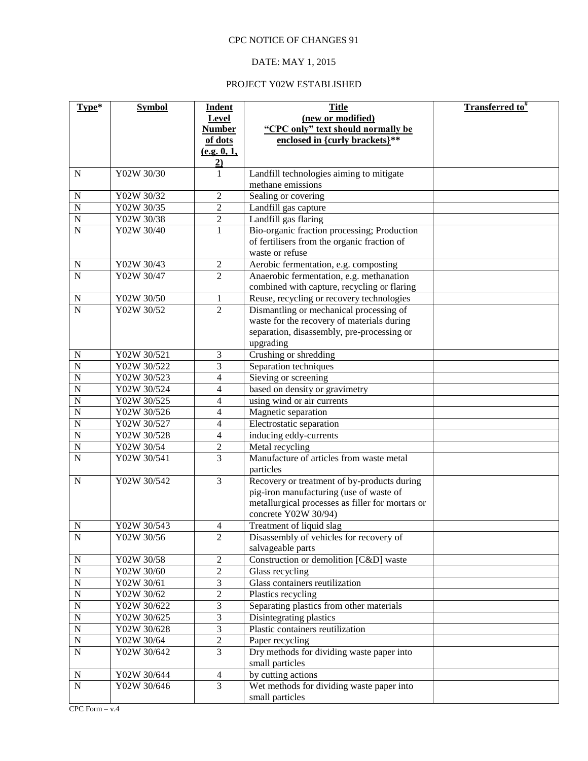CPC NOTICE OF CHANGES 91

DATE: MAY 1, 2015

PROJECT Y02W ESTABLISHED

| Type* | Symbol | Indent Level Number of dots (e.g. 0, 1, 2) | Title (new or modified) "CPC only" text should normally be enclosed in {curly brackets}** | Transferred to# |
|---|---|---|---|---|
| N | Y02W 30/30 | 1 | Landfill technologies aiming to mitigate methane emissions | |
| N | Y02W 30/32 | 2 | Sealing or covering | |
| N | Y02W 30/35 | 2 | Landfill gas capture | |
| N | Y02W 30/38 | 2 | Landfill gas flaring | |
| N | Y02W 30/40 | 1 | Bio-organic fraction processing; Production of fertilisers from the organic fraction of waste or refuse | |
| N | Y02W 30/43 | 2 | Aerobic fermentation, e.g. composting | |
| N | Y02W 30/47 | 2 | Anaerobic fermentation, e.g. methanation combined with capture, recycling or flaring | |
| N | Y02W 30/50 | 1 | Reuse, recycling or recovery technologies | |
| N | Y02W 30/52 | 2 | Dismantling or mechanical processing of waste for the recovery of materials during separation, disassembly, pre-processing or upgrading | |
| N | Y02W 30/521 | 3 | Crushing or shredding | |
| N | Y02W 30/522 | 3 | Separation techniques | |
| N | Y02W 30/523 | 4 | Sieving or screening | |
| N | Y02W 30/524 | 4 | based on density or gravimetry | |
| N | Y02W 30/525 | 4 | using wind or air currents | |
| N | Y02W 30/526 | 4 | Magnetic separation | |
| N | Y02W 30/527 | 4 | Electrostatic separation | |
| N | Y02W 30/528 | 4 | inducing eddy-currents | |
| N | Y02W 30/54 | 2 | Metal recycling | |
| N | Y02W 30/541 | 3 | Manufacture of articles from waste metal particles | |
| N | Y02W 30/542 | 3 | Recovery or treatment of by-products during pig-iron manufacturing (use of waste of metallurgical processes as filler for mortars or concrete Y02W 30/94) | |
| N | Y02W 30/543 | 4 | Treatment of liquid slag | |
| N | Y02W 30/56 | 2 | Disassembly of vehicles for recovery of salvageable parts | |
| N | Y02W 30/58 | 2 | Construction or demolition [C&D] waste | |
| N | Y02W 30/60 | 2 | Glass recycling | |
| N | Y02W 30/61 | 3 | Glass containers reutilization | |
| N | Y02W 30/62 | 2 | Plastics recycling | |
| N | Y02W 30/622 | 3 | Separating plastics from other materials | |
| N | Y02W 30/625 | 3 | Disintegrating plastics | |
| N | Y02W 30/628 | 3 | Plastic containers reutilization | |
| N | Y02W 30/64 | 2 | Paper recycling | |
| N | Y02W 30/642 | 3 | Dry methods for dividing waste paper into small particles | |
| N | Y02W 30/644 | 4 | by cutting actions | |
| N | Y02W 30/646 | 3 | Wet methods for dividing waste paper into small particles | |

CPC Form – v.4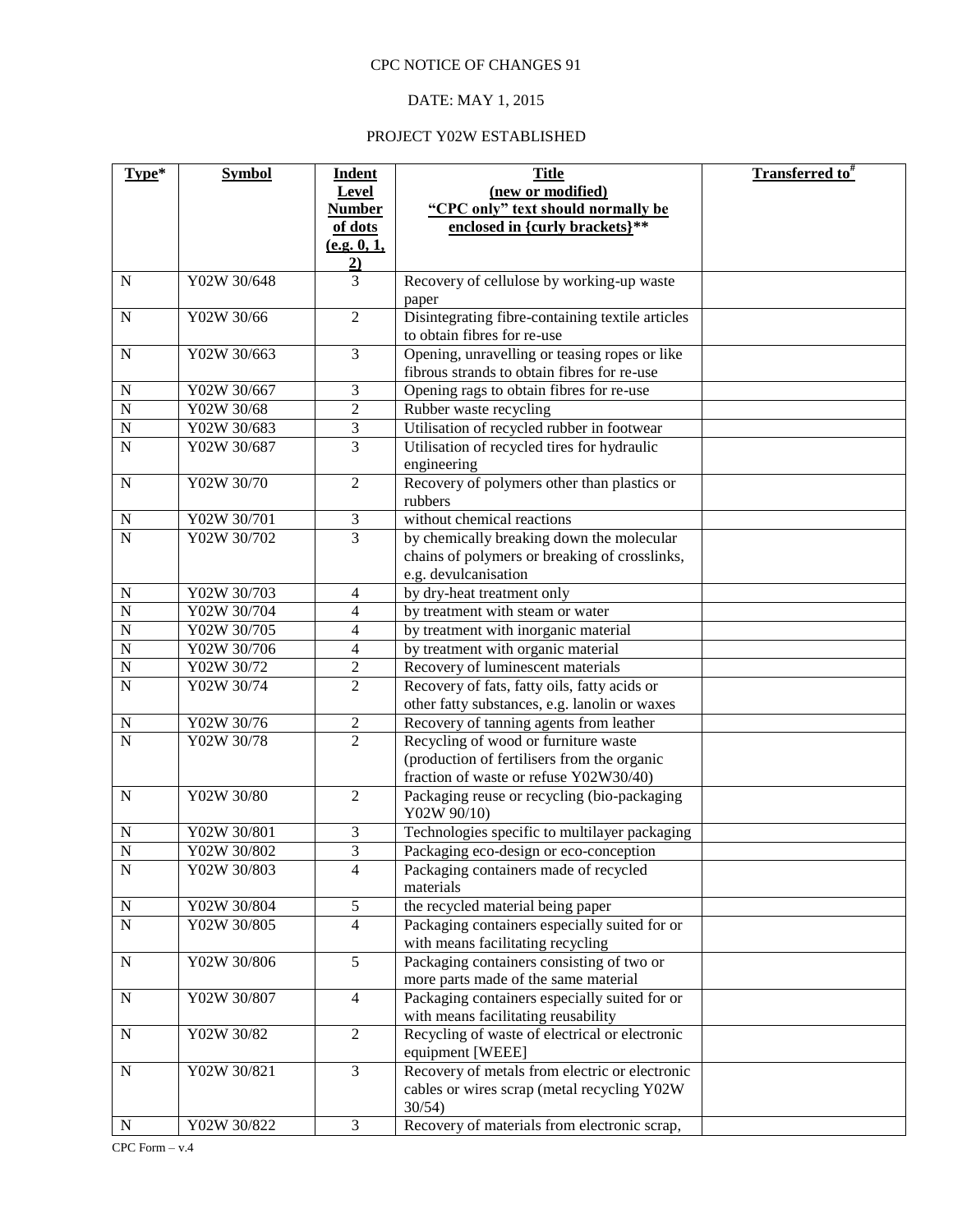CPC NOTICE OF CHANGES 91

DATE: MAY 1, 2015

PROJECT Y02W ESTABLISHED

| Type* | Symbol | Indent Level Number of dots (e.g. 0, 1, 2) | Title (new or modified) "CPC only" text should normally be enclosed in {curly brackets}** | Transferred to# |
|---|---|---|---|---|
| N | Y02W 30/648 | 3 | Recovery of cellulose by working-up waste paper | |
| N | Y02W 30/66 | 2 | Disintegrating fibre-containing textile articles to obtain fibres for re-use | |
| N | Y02W 30/663 | 3 | Opening, unravelling or teasing ropes or like fibrous strands to obtain fibres for re-use | |
| N | Y02W 30/667 | 3 | Opening rags to obtain fibres for re-use | |
| N | Y02W 30/68 | 2 | Rubber waste recycling | |
| N | Y02W 30/683 | 3 | Utilisation of recycled rubber in footwear | |
| N | Y02W 30/687 | 3 | Utilisation of recycled tires for hydraulic engineering | |
| N | Y02W 30/70 | 2 | Recovery of polymers other than plastics or rubbers | |
| N | Y02W 30/701 | 3 | without chemical reactions | |
| N | Y02W 30/702 | 3 | by chemically breaking down the molecular chains of polymers or breaking of crosslinks, e.g. devulcanisation | |
| N | Y02W 30/703 | 4 | by dry-heat treatment only | |
| N | Y02W 30/704 | 4 | by treatment with steam or water | |
| N | Y02W 30/705 | 4 | by treatment with inorganic material | |
| N | Y02W 30/706 | 4 | by treatment with organic material | |
| N | Y02W 30/72 | 2 | Recovery of luminescent materials | |
| N | Y02W 30/74 | 2 | Recovery of fats, fatty oils, fatty acids or other fatty substances, e.g. lanolin or waxes | |
| N | Y02W 30/76 | 2 | Recovery of tanning agents from leather | |
| N | Y02W 30/78 | 2 | Recycling of wood or furniture waste (production of fertilisers from the organic fraction of waste or refuse Y02W30/40) | |
| N | Y02W 30/80 | 2 | Packaging reuse or recycling (bio-packaging Y02W 90/10) | |
| N | Y02W 30/801 | 3 | Technologies specific to multilayer packaging | |
| N | Y02W 30/802 | 3 | Packaging eco-design or eco-conception | |
| N | Y02W 30/803 | 4 | Packaging containers made of recycled materials | |
| N | Y02W 30/804 | 5 | the recycled material being paper | |
| N | Y02W 30/805 | 4 | Packaging containers especially suited for or with means facilitating recycling | |
| N | Y02W 30/806 | 5 | Packaging containers consisting of two or more parts made of the same material | |
| N | Y02W 30/807 | 4 | Packaging containers especially suited for or with means facilitating reusability | |
| N | Y02W 30/82 | 2 | Recycling of waste of electrical or electronic equipment [WEEE] | |
| N | Y02W 30/821 | 3 | Recovery of metals from electric or electronic cables or wires scrap (metal recycling Y02W 30/54) | |
| N | Y02W 30/822 | 3 | Recovery of materials from electronic scrap, | |

CPC Form – v.4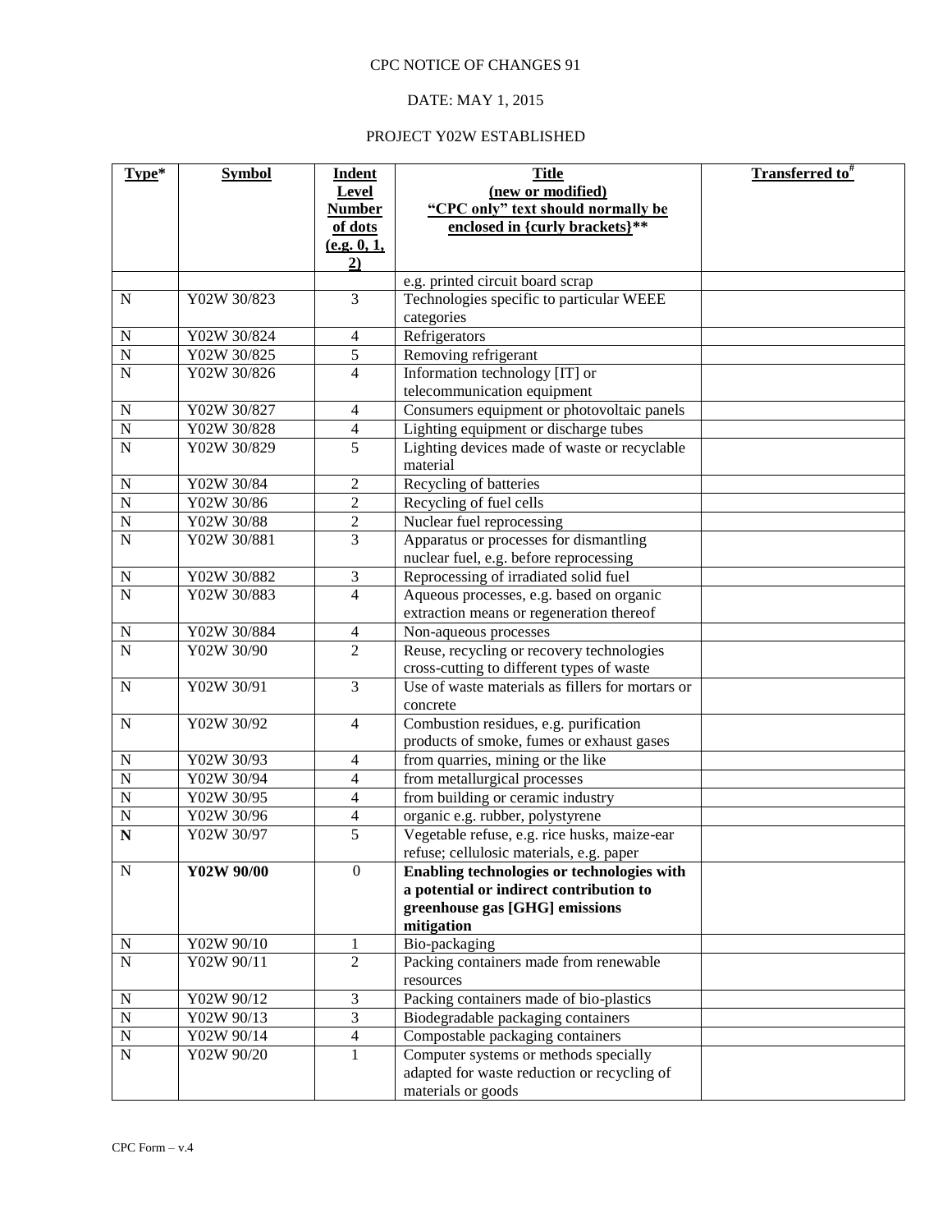CPC NOTICE OF CHANGES 91

DATE: MAY 1, 2015

PROJECT Y02W ESTABLISHED

| Type* | Symbol | Indent Level Number of dots (e.g. 0, 1, 2) | Title (new or modified) "CPC only" text should normally be enclosed in {curly brackets}** | Transferred to# |
|---|---|---|---|---|
| | | | e.g. printed circuit board scrap | |
| N | Y02W 30/823 | 3 | Technologies specific to particular WEEE categories | |
| N | Y02W 30/824 | 4 | Refrigerators | |
| N | Y02W 30/825 | 5 | Removing refrigerant | |
| N | Y02W 30/826 | 4 | Information technology [IT] or telecommunication equipment | |
| N | Y02W 30/827 | 4 | Consumers equipment or photovoltaic panels | |
| N | Y02W 30/828 | 4 | Lighting equipment or discharge tubes | |
| N | Y02W 30/829 | 5 | Lighting devices made of waste or recyclable material | |
| N | Y02W 30/84 | 2 | Recycling of batteries | |
| N | Y02W 30/86 | 2 | Recycling of fuel cells | |
| N | Y02W 30/88 | 2 | Nuclear fuel reprocessing | |
| N | Y02W 30/881 | 3 | Apparatus or processes for dismantling nuclear fuel, e.g. before reprocessing | |
| N | Y02W 30/882 | 3 | Reprocessing of irradiated solid fuel | |
| N | Y02W 30/883 | 4 | Aqueous processes, e.g. based on organic extraction means or regeneration thereof | |
| N | Y02W 30/884 | 4 | Non-aqueous processes | |
| N | Y02W 30/90 | 2 | Reuse, recycling or recovery technologies cross-cutting to different types of waste | |
| N | Y02W 30/91 | 3 | Use of waste materials as fillers for mortars or concrete | |
| N | Y02W 30/92 | 4 | Combustion residues, e.g. purification products of smoke, fumes or exhaust gases | |
| N | Y02W 30/93 | 4 | from quarries, mining or the like | |
| N | Y02W 30/94 | 4 | from metallurgical processes | |
| N | Y02W 30/95 | 4 | from building or ceramic industry | |
| N | Y02W 30/96 | 4 | organic e.g. rubber, polystyrene | |
| **N** | Y02W 30/97 | 5 | Vegetable refuse, e.g. rice husks, maize-ear refuse; cellulosic materials, e.g. paper | |
| N | **Y02W 90/00** | 0 | **Enabling technologies or technologies with a potential or indirect contribution to greenhouse gas [GHG] emissions mitigation** | |
| N | Y02W 90/10 | 1 | Bio-packaging | |
| N | Y02W 90/11 | 2 | Packing containers made from renewable resources | |
| N | Y02W 90/12 | 3 | Packing containers made of bio-plastics | |
| N | Y02W 90/13 | 3 | Biodegradable packaging containers | |
| N | Y02W 90/14 | 4 | Compostable packaging containers | |
| N | Y02W 90/20 | 1 | Computer systems or methods specially adapted for waste reduction or recycling of materials or goods | |

CPC Form – v.4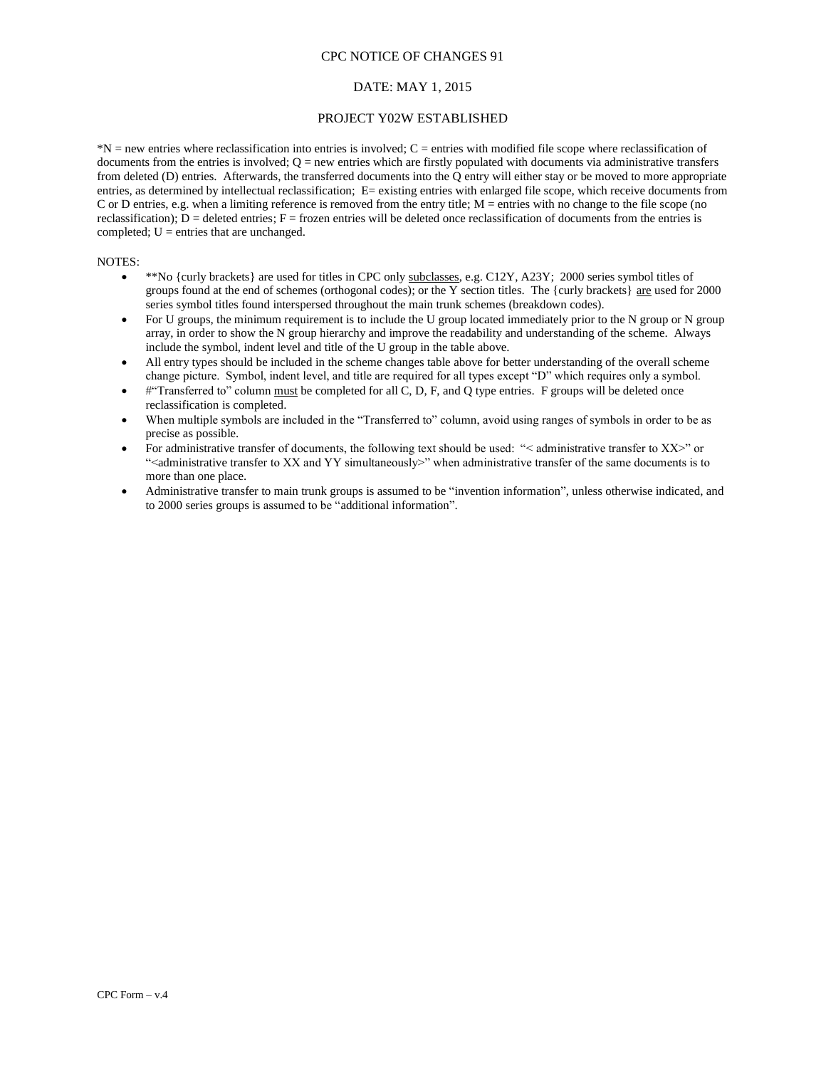CPC NOTICE OF CHANGES 91

DATE: MAY 1, 2015

PROJECT Y02W ESTABLISHED

*N = new entries where reclassification into entries is involved; C = entries with modified file scope where reclassification of documents from the entries is involved; Q = new entries which are firstly populated with documents via administrative transfers from deleted (D) entries. Afterwards, the transferred documents into the Q entry will either stay or be moved to more appropriate entries, as determined by intellectual reclassification; E= existing entries with enlarged file scope, which receive documents from C or D entries, e.g. when a limiting reference is removed from the entry title; M = entries with no change to the file scope (no reclassification); D = deleted entries; F = frozen entries will be deleted once reclassification of documents from the entries is completed; U = entries that are unchanged.

NOTES:

- **No {curly brackets} are used for titles in CPC only subclasses, e.g. C12Y, A23Y; 2000 series symbol titles of groups found at the end of schemes (orthogonal codes); or the Y section titles. The {curly brackets} are used for 2000 series symbol titles found interspersed throughout the main trunk schemes (breakdown codes).
- For U groups, the minimum requirement is to include the U group located immediately prior to the N group or N group array, in order to show the N group hierarchy and improve the readability and understanding of the scheme. Always include the symbol, indent level and title of the U group in the table above.
- All entry types should be included in the scheme changes table above for better understanding of the overall scheme change picture. Symbol, indent level, and title are required for all types except "D" which requires only a symbol.
- #"Transferred to" column must be completed for all C, D, F, and Q type entries. F groups will be deleted once reclassification is completed.
- When multiple symbols are included in the "Transferred to" column, avoid using ranges of symbols in order to be as precise as possible.
- For administrative transfer of documents, the following text should be used: "< administrative transfer to XX>" or "<administrative transfer to XX and YY simultaneously>" when administrative transfer of the same documents is to more than one place.
- Administrative transfer to main trunk groups is assumed to be "invention information", unless otherwise indicated, and to 2000 series groups is assumed to be "additional information".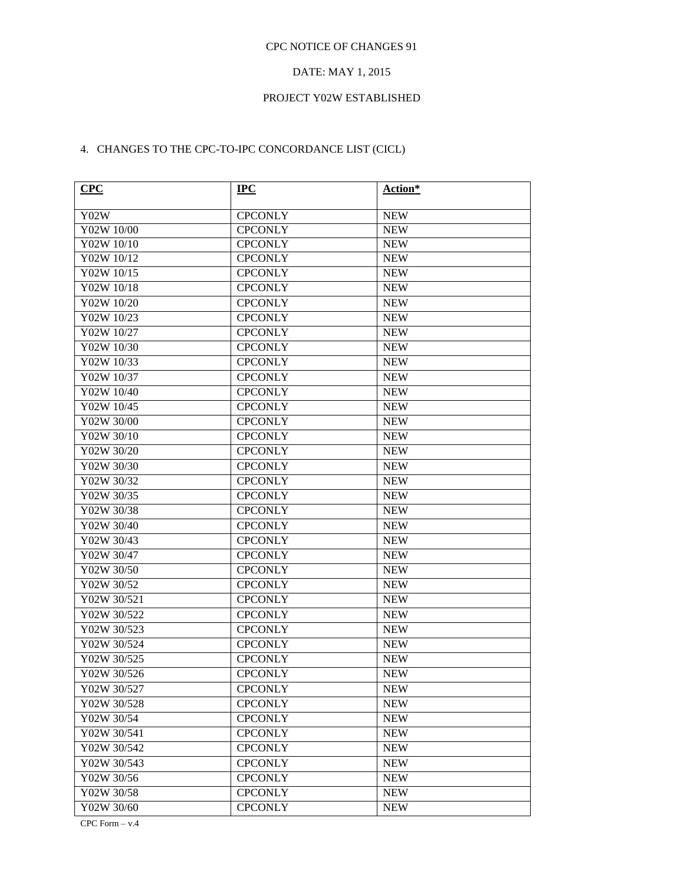CPC NOTICE OF CHANGES 91

DATE: MAY 1, 2015

PROJECT Y02W ESTABLISHED

4. CHANGES TO THE CPC-TO-IPC CONCORDANCE LIST (CICL)

| **CPC** | **IPC** | **Action*** |
|---|---|---|
| Y02W | CPCONLY | NEW |
| Y02W 10/00 | CPCONLY | NEW |
| Y02W 10/10 | CPCONLY | NEW |
| Y02W 10/12 | CPCONLY | NEW |
| Y02W 10/15 | CPCONLY | NEW |
| Y02W 10/18 | CPCONLY | NEW |
| Y02W 10/20 | CPCONLY | NEW |
| Y02W 10/23 | CPCONLY | NEW |
| Y02W 10/27 | CPCONLY | NEW |
| Y02W 10/30 | CPCONLY | NEW |
| Y02W 10/33 | CPCONLY | NEW |
| Y02W 10/37 | CPCONLY | NEW |
| Y02W 10/40 | CPCONLY | NEW |
| Y02W 10/45 | CPCONLY | NEW |
| Y02W 30/00 | CPCONLY | NEW |
| Y02W 30/10 | CPCONLY | NEW |
| Y02W 30/20 | CPCONLY | NEW |
| Y02W 30/30 | CPCONLY | NEW |
| Y02W 30/32 | CPCONLY | NEW |
| Y02W 30/35 | CPCONLY | NEW |
| Y02W 30/38 | CPCONLY | NEW |
| Y02W 30/40 | CPCONLY | NEW |
| Y02W 30/43 | CPCONLY | NEW |
| Y02W 30/47 | CPCONLY | NEW |
| Y02W 30/50 | CPCONLY | NEW |
| Y02W 30/52 | CPCONLY | NEW |
| Y02W 30/521 | CPCONLY | NEW |
| Y02W 30/522 | CPCONLY | NEW |
| Y02W 30/523 | CPCONLY | NEW |
| Y02W 30/524 | CPCONLY | NEW |
| Y02W 30/525 | CPCONLY | NEW |
| Y02W 30/526 | CPCONLY | NEW |
| Y02W 30/527 | CPCONLY | NEW |
| Y02W 30/528 | CPCONLY | NEW |
| Y02W 30/54 | CPCONLY | NEW |
| Y02W 30/541 | CPCONLY | NEW |
| Y02W 30/542 | CPCONLY | NEW |
| Y02W 30/543 | CPCONLY | NEW |
| Y02W 30/56 | CPCONLY | NEW |
| Y02W 30/58 | CPCONLY | NEW |
| Y02W 30/60 | CPCONLY | NEW |

CPC Form – v.4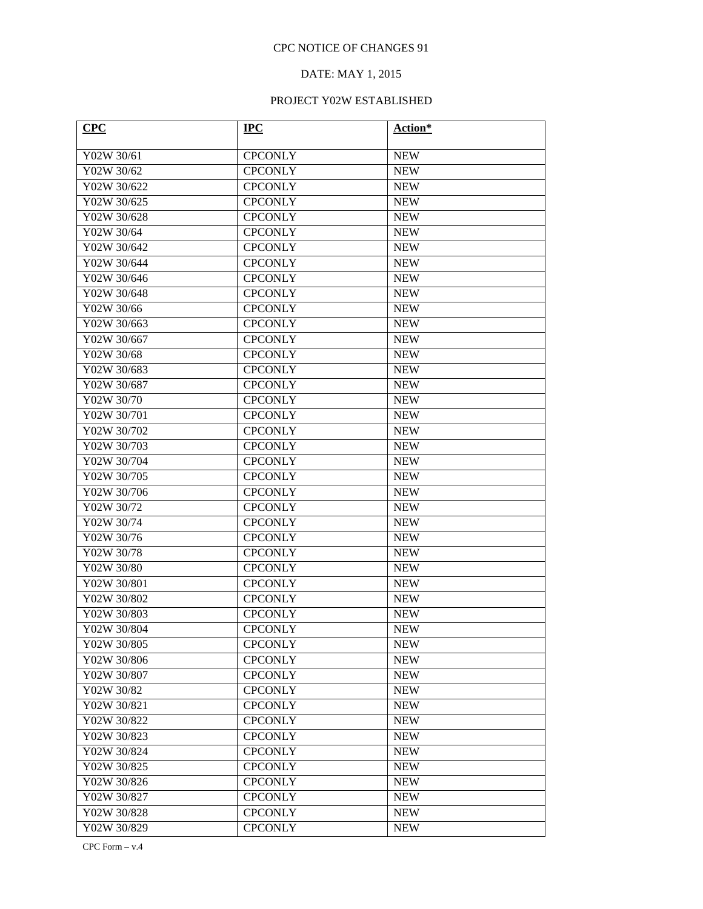CPC NOTICE OF CHANGES 91

DATE: MAY 1, 2015

PROJECT Y02W ESTABLISHED

| CPC | IPC | Action* |
|---|---|---|
| Y02W 30/61 | CPCONLY | NEW |
| Y02W 30/62 | CPCONLY | NEW |
| Y02W 30/622 | CPCONLY | NEW |
| Y02W 30/625 | CPCONLY | NEW |
| Y02W 30/628 | CPCONLY | NEW |
| Y02W 30/64 | CPCONLY | NEW |
| Y02W 30/642 | CPCONLY | NEW |
| Y02W 30/644 | CPCONLY | NEW |
| Y02W 30/646 | CPCONLY | NEW |
| Y02W 30/648 | CPCONLY | NEW |
| Y02W 30/66 | CPCONLY | NEW |
| Y02W 30/663 | CPCONLY | NEW |
| Y02W 30/667 | CPCONLY | NEW |
| Y02W 30/68 | CPCONLY | NEW |
| Y02W 30/683 | CPCONLY | NEW |
| Y02W 30/687 | CPCONLY | NEW |
| Y02W 30/70 | CPCONLY | NEW |
| Y02W 30/701 | CPCONLY | NEW |
| Y02W 30/702 | CPCONLY | NEW |
| Y02W 30/703 | CPCONLY | NEW |
| Y02W 30/704 | CPCONLY | NEW |
| Y02W 30/705 | CPCONLY | NEW |
| Y02W 30/706 | CPCONLY | NEW |
| Y02W 30/72 | CPCONLY | NEW |
| Y02W 30/74 | CPCONLY | NEW |
| Y02W 30/76 | CPCONLY | NEW |
| Y02W 30/78 | CPCONLY | NEW |
| Y02W 30/80 | CPCONLY | NEW |
| Y02W 30/801 | CPCONLY | NEW |
| Y02W 30/802 | CPCONLY | NEW |
| Y02W 30/803 | CPCONLY | NEW |
| Y02W 30/804 | CPCONLY | NEW |
| Y02W 30/805 | CPCONLY | NEW |
| Y02W 30/806 | CPCONLY | NEW |
| Y02W 30/807 | CPCONLY | NEW |
| Y02W 30/82 | CPCONLY | NEW |
| Y02W 30/821 | CPCONLY | NEW |
| Y02W 30/822 | CPCONLY | NEW |
| Y02W 30/823 | CPCONLY | NEW |
| Y02W 30/824 | CPCONLY | NEW |
| Y02W 30/825 | CPCONLY | NEW |
| Y02W 30/826 | CPCONLY | NEW |
| Y02W 30/827 | CPCONLY | NEW |
| Y02W 30/828 | CPCONLY | NEW |
| Y02W 30/829 | CPCONLY | NEW |

CPC Form – v.4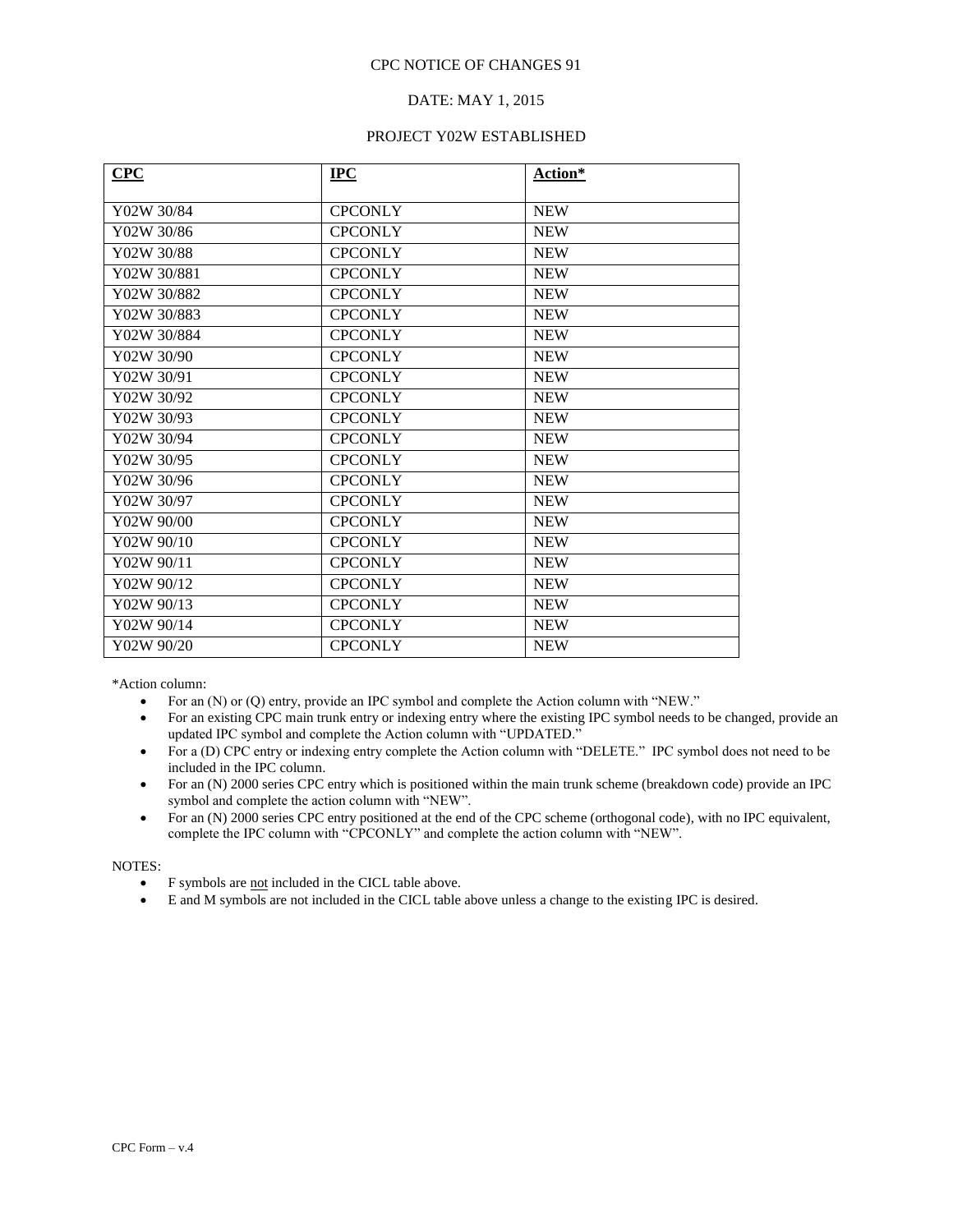CPC NOTICE OF CHANGES 91

DATE: MAY 1, 2015

PROJECT Y02W ESTABLISHED

| **CPC** | **IPC** | **Action*** |
|---|---|---|
| Y02W 30/84 | CPCONLY | NEW |
| Y02W 30/86 | CPCONLY | NEW |
| Y02W 30/88 | CPCONLY | NEW |
| Y02W 30/881 | CPCONLY | NEW |
| Y02W 30/882 | CPCONLY | NEW |
| Y02W 30/883 | CPCONLY | NEW |
| Y02W 30/884 | CPCONLY | NEW |
| Y02W 30/90 | CPCONLY | NEW |
| Y02W 30/91 | CPCONLY | NEW |
| Y02W 30/92 | CPCONLY | NEW |
| Y02W 30/93 | CPCONLY | NEW |
| Y02W 30/94 | CPCONLY | NEW |
| Y02W 30/95 | CPCONLY | NEW |
| Y02W 30/96 | CPCONLY | NEW |
| Y02W 30/97 | CPCONLY | NEW |
| Y02W 90/00 | CPCONLY | NEW |
| Y02W 90/10 | CPCONLY | NEW |
| Y02W 90/11 | CPCONLY | NEW |
| Y02W 90/12 | CPCONLY | NEW |
| Y02W 90/13 | CPCONLY | NEW |
| Y02W 90/14 | CPCONLY | NEW |
| Y02W 90/20 | CPCONLY | NEW |

*Action column:

- For an (N) or (Q) entry, provide an IPC symbol and complete the Action column with "NEW."
- For an existing CPC main trunk entry or indexing entry where the existing IPC symbol needs to be changed, provide an updated IPC symbol and complete the Action column with "UPDATED."
- For a (D) CPC entry or indexing entry complete the Action column with "DELETE." IPC symbol does not need to be included in the IPC column.
- For an (N) 2000 series CPC entry which is positioned within the main trunk scheme (breakdown code) provide an IPC symbol and complete the action column with "NEW".
- For an (N) 2000 series CPC entry positioned at the end of the CPC scheme (orthogonal code), with no IPC equivalent, complete the IPC column with "CPCONLY" and complete the action column with "NEW".

NOTES:

- F symbols are not included in the CICL table above.
- E and M symbols are not included in the CICL table above unless a change to the existing IPC is desired.

CPC Form – v.4